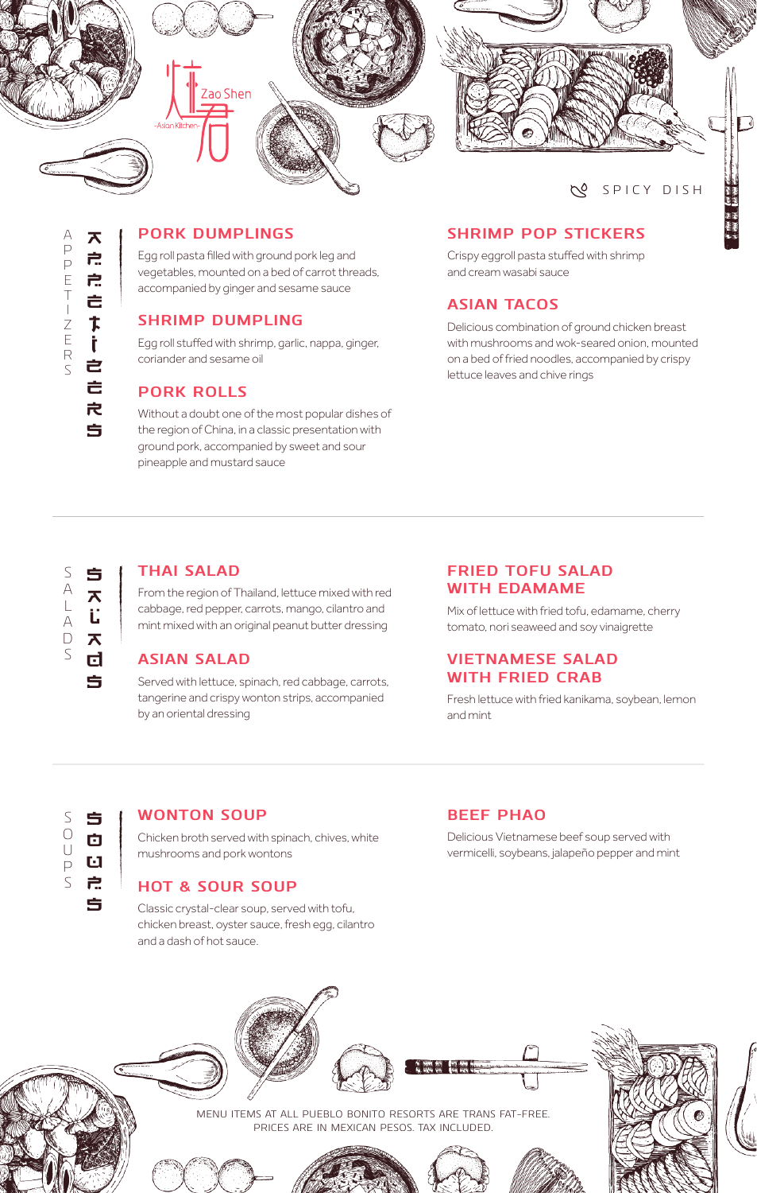Zao Shen

-Asian Kitchen-

SPICY DISH

## APPETIZERS

### PORK DUMPLINGS

Egg roll pasta filled with ground pork leg and vegetables, mounted on a bed of carrot threads, accompanied by ginger and sesame sauce

### SHRIMP DUMPLING

Egg roll stuffed with shrimp, garlic, nappa, ginger, coriander and sesame oil

### PORK ROLLS

Without a doubt one of the most popular dishes of the region of China, in a classic presentation with ground pork, accompanied by sweet and sour pineapple and mustard sauce

### SHRIMP POP STICKERS

Crispy eggroll pasta stuffed with shrimp and cream wasabi sauce

### ASIAN TACOS

Delicious combination of ground chicken breast with mushrooms and wok-seared onion, mounted on a bed of fried noodles, accompanied by crispy lettuce leaves and chive rings

## SALADS

### THAI SALAD

From the region of Thailand, lettuce mixed with red cabbage, red pepper, carrots, mango, cilantro and mint mixed with an original peanut butter dressing

### ASIAN SALAD

Served with lettuce, spinach, red cabbage, carrots, tangerine and crispy wonton strips, accompanied by an oriental dressing

### FRIED TOFU SALAD WITH EDAMAME

Mix of lettuce with fried tofu, edamame, cherry tomato, nori seaweed and soy vinaigrette

### VIETNAMESE SALAD WITH FRIED CRAB

Fresh lettuce with fried kanikama, soybean, lemon and mint

## SOUPS

### WONTON SOUP

Chicken broth served with spinach, chives, white mushrooms and pork wontons

### HOT & SOUR SOUP

Classic crystal-clear soup, served with tofu, chicken breast, oyster sauce, fresh egg, cilantro and a dash of hot sauce

### BEEF PHAO

Delicious Vietnamese beef soup served with vermicelli, soybeans, jalapeño pepper and mint

MENU ITEMS AT ALL PUEBLO BONITO RESORTS ARE TRANS FAT-FREE.
PRICES ARE IN MEXICAN PESOS. TAX INCLUDED.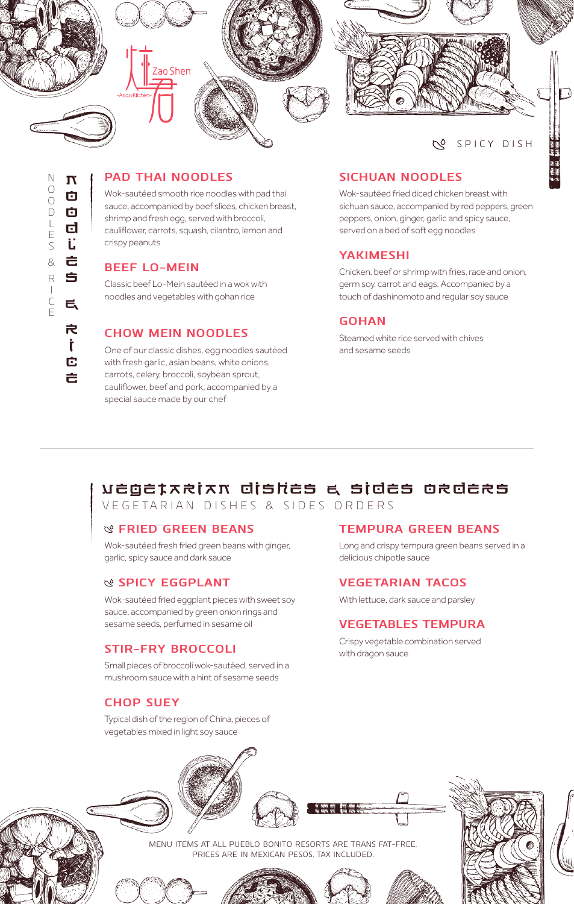Zao Shen

-Asian Kitchen-

SPICY DISH

## NOODLES & RICE

### PAD THAI NOODLES

Wok-sautéed smooth rice noodles with pad thai sauce, accompanied by beef slices, chicken breast, shrimp and fresh egg, served with broccoli, cauliflower, carrots, squash, cilantro, lemon and crispy peanuts

### BEEF LO-MEIN

Classic beef Lo-Mein sautéed in a wok with noodles and vegetables with gohan rice

### CHOW MEIN NOODLES

One of our classic dishes, egg noodles sautéed with fresh garlic, asian beans, white onions, carrots, celery, broccoli, soybean sprout, cauliflower, beef and pork, accompanied by a special sauce made by our chef

### SICHUAN NOODLES

Wok-sautéed fried diced chicken breast with sichuan sauce, accompanied by red peppers, green peppers, onion, ginger, garlic and spicy sauce, served on a bed of soft egg noodles

### YAKIMESHI

Chicken, beef or shrimp with fries, race and onion, germ soy, carrot and eags. Accompanied by a touch of dashinomoto and regular soy sauce

### GOHAN

Steamed white rice served with chives and sesame seeds

## VEGETARIAN DISHES & SIDES ORDERS

### FRIED GREEN BEANS

Wok-sautéed fresh fried green beans with ginger, garlic, spicy sauce and dark sauce

### SPICY EGGPLANT

Wok-sautéed fried eggplant pieces with sweet soy sauce, accompanied by green onion rings and sesame seeds, perfumed in sesame oil

### STIR-FRY BROCCOLI

Small pieces of broccoli wok-sautéed, served in a mushroom sauce with a hint of sesame seeds

### CHOP SUEY

Typical dish of the region of China, pieces of vegetables mixed in light soy sauce

### TEMPURA GREEN BEANS

Long and crispy tempura green beans served in a delicious chipotle sauce

### VEGETARIAN TACOS

With lettuce, dark sauce and parsley

### VEGETABLES TEMPURA

Crispy vegetable combination served with dragon sauce

MENU ITEMS AT ALL PUEBLO BONITO RESORTS ARE TRANS FAT-FREE.
PRICES ARE IN MEXICAN PESOS. TAX INCLUDED.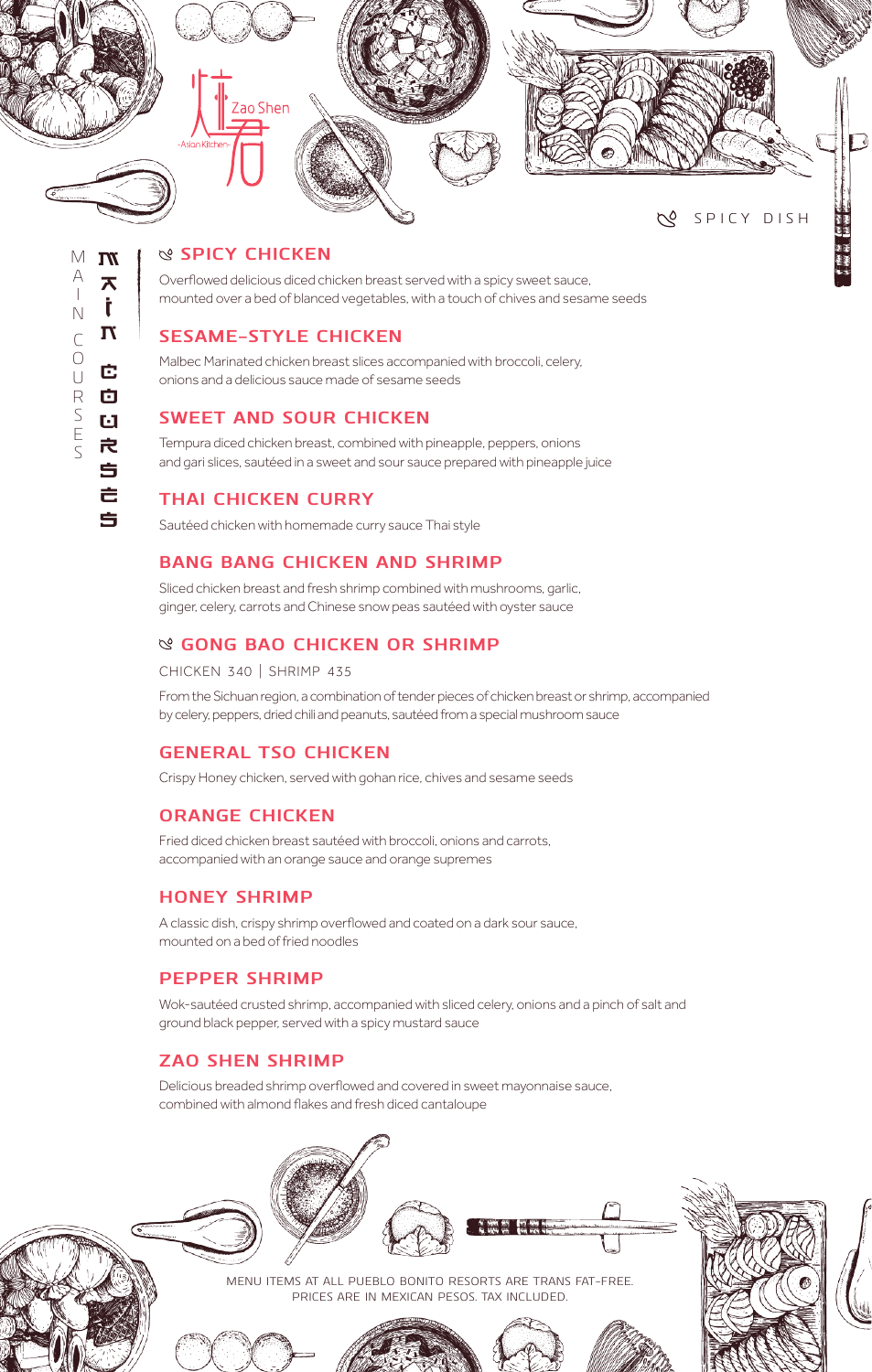Zao Shen

-Asian Kitchen-

SPICY DISH

# MAIN COURSES

## SPICY CHICKEN

Overflowed delicious diced chicken breast served with a spicy sweet sauce, mounted over a bed of blanced vegetables, with a touch of chives and sesame seeds

## SESAME-STYLE CHICKEN

Malbec Marinated chicken breast slices accompanied with broccoli, celery, onions and a delicious sauce made of sesame seeds

## SWEET AND SOUR CHICKEN

Tempura diced chicken breast, combined with pineapple, peppers, onions and gari slices, sautéed in a sweet and sour sauce prepared with pineapple juice

## THAI CHICKEN CURRY

Sautéed chicken with homemade curry sauce Thai style

## BANG BANG CHICKEN AND SHRIMP

Sliced chicken breast and fresh shrimp combined with mushrooms, garlic, ginger, celery, carrots and Chinese snow peas sautéed with oyster sauce

## GONG BAO CHICKEN OR SHRIMP

CHICKEN 340 | SHRIMP 435

From the Sichuan region, a combination of tender pieces of chicken breast or shrimp, accompanied by celery, peppers, dried chili and peanuts, sautéed from a special mushroom sauce

## GENERAL TSO CHICKEN

Crispy Honey chicken, served with gohan rice, chives and sesame seeds

## ORANGE CHICKEN

Fried diced chicken breast sautéed with broccoli, onions and carrots, accompanied with an orange sauce and orange supremes

## HONEY SHRIMP

A classic dish, crispy shrimp overflowed and coated on a dark sour sauce, mounted on a bed of fried noodles

## PEPPER SHRIMP

Wok-sautéed crusted shrimp, accompanied with sliced celery, onions and a pinch of salt and ground black pepper, served with a spicy mustard sauce

## ZAO SHEN SHRIMP

Delicious breaded shrimp overflowed and covered in sweet mayonnaise sauce, combined with almond flakes and fresh diced cantaloupe

MENU ITEMS AT ALL PUEBLO BONITO RESORTS ARE TRANS FAT-FREE.
PRICES ARE IN MEXICAN PESOS. TAX INCLUDED.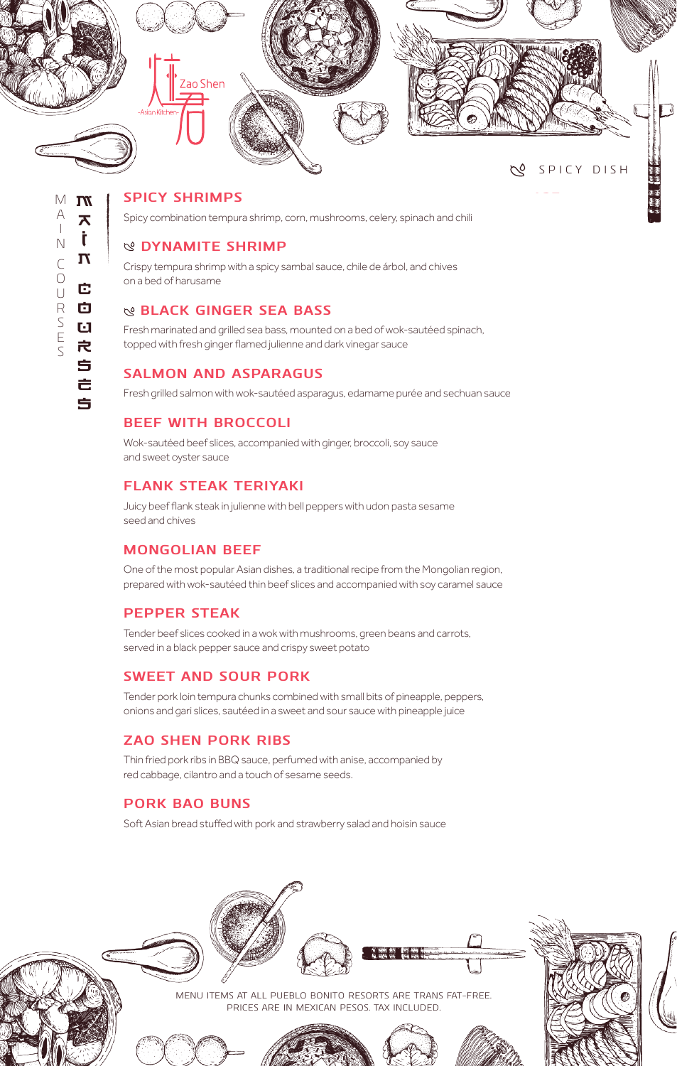Zao Shen

-Asian Kitchen-

SPICY DISH

# MAIN COURSES

## SPICY SHRIMPS

Spicy combination tempura shrimp, corn, mushrooms, celery, spinach and chili

## DYNAMITE SHRIMP

Crispy tempura shrimp with a spicy sambal sauce, chile de árbol, and chives on a bed of harusame

## BLACK GINGER SEA BASS

Fresh marinated and grilled sea bass, mounted on a bed of wok-sautéed spinach, topped with fresh ginger flamed julienne and dark vinegar sauce

## SALMON AND ASPARAGUS

Fresh grilled salmon with wok-sautéed asparagus, edamame purée and sechuan sauce

## BEEF WITH BROCCOLI

Wok-sautéed beef slices, accompanied with ginger, broccoli, soy sauce and sweet oyster sauce

## FLANK STEAK TERIYAKI

Juicy beef flank steak in julienne with bell peppers with udon pasta sesame seed and chives

## MONGOLIAN BEEF

One of the most popular Asian dishes, a traditional recipe from the Mongolian region, prepared with wok-sautéed thin beef slices and accompanied with soy caramel sauce

## PEPPER STEAK

Tender beef slices cooked in a wok with mushrooms, green beans and carrots, served in a black pepper sauce and crispy sweet potato

## SWEET AND SOUR PORK

Tender pork loin tempura chunks combined with small bits of pineapple, peppers, onions and gari slices, sautéed in a sweet and sour sauce with pineapple juice

## ZAO SHEN PORK RIBS

Thin fried pork ribs in BBQ sauce, perfumed with anise, accompanied by red cabbage, cilantro and a touch of sesame seeds.

## PORK BAO BUNS

Soft Asian bread stuffed with pork and strawberry salad and hoisin sauce

MENU ITEMS AT ALL PUEBLO BONITO RESORTS ARE TRANS FAT-FREE.
PRICES ARE IN MEXICAN PESOS. TAX INCLUDED.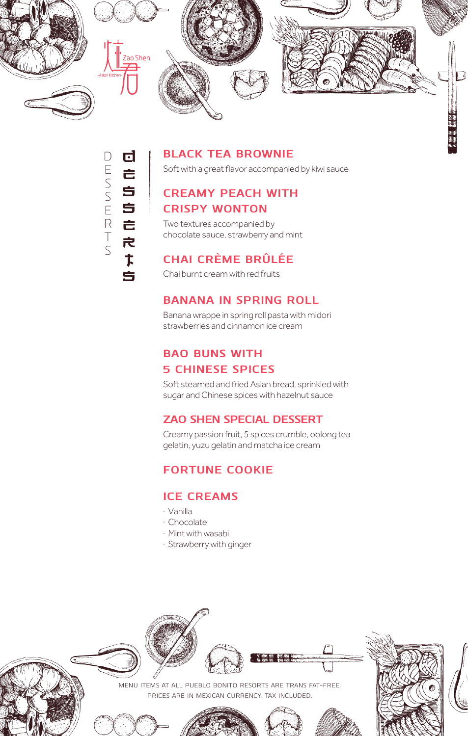Zao Shen
-Asian Kitchen-

# DESSERTS

### BLACK TEA BROWNIE

Soft with a great flavor accompanied by kiwi sauce

### CREAMY PEACH WITH CRISPY WONTON

Two textures accompanied by chocolate sauce, strawberry and mint

### CHAI CRÈME BRÛLÉE

Chai burnt cream with red fruits

### BANANA IN SPRING ROLL

Banana wrappe in spring roll pasta with midori strawberries and cinnamon ice cream

### BAO BUNS WITH 5 CHINESE SPICES

Soft steamed and fried Asian bread, sprinkled with sugar and Chinese spices with hazelnut sauce

### ZAO SHEN SPECIAL DESSERT

Creamy passion fruit, 5 spices crumble, oolong tea gelatin, yuzu gelatin and matcha ice cream

### FORTUNE COOKIE

### ICE CREAMS

- Vanilla
- Chocolate
- Mint with wasabi
- Strawberry with ginger

MENU ITEMS AT ALL PUEBLO BONITO RESORTS ARE TRANS FAT-FREE.
PRICES ARE IN MEXICAN CURRENCY. TAX INCLUDED.